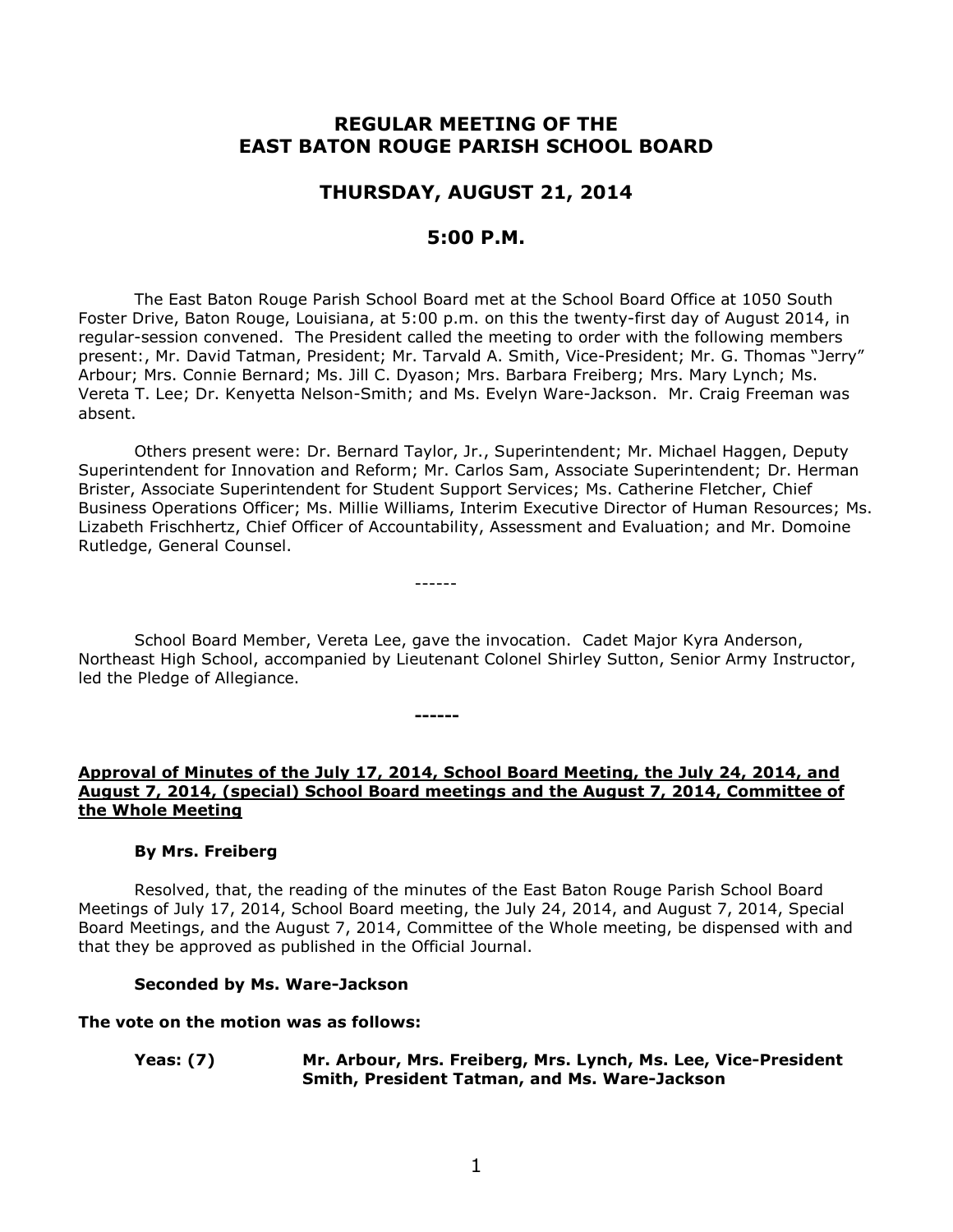# REGULAR MEETING OF THE EAST BATON ROUGE PARISH SCHOOL BOARD

## THURSDAY, AUGUST 21, 2014

## 5:00 P.M.

The East Baton Rouge Parish School Board met at the School Board Office at 1050 South Foster Drive, Baton Rouge, Louisiana, at 5:00 p.m. on this the twenty-first day of August 2014, in regular-session convened. The President called the meeting to order with the following members present:, Mr. David Tatman, President; Mr. Tarvald A. Smith, Vice-President; Mr. G. Thomas "Jerry" Arbour; Mrs. Connie Bernard; Ms. Jill C. Dyason; Mrs. Barbara Freiberg; Mrs. Mary Lynch; Ms. Vereta T. Lee; Dr. Kenyetta Nelson-Smith; and Ms. Evelyn Ware-Jackson. Mr. Craig Freeman was absent.

Others present were: Dr. Bernard Taylor, Jr., Superintendent; Mr. Michael Haggen, Deputy Superintendent for Innovation and Reform; Mr. Carlos Sam, Associate Superintendent; Dr. Herman Brister, Associate Superintendent for Student Support Services; Ms. Catherine Fletcher, Chief Business Operations Officer; Ms. Millie Williams, Interim Executive Director of Human Resources; Ms. Lizabeth Frischhertz, Chief Officer of Accountability, Assessment and Evaluation; and Mr. Domoine Rutledge, General Counsel.

------

School Board Member, Vereta Lee, gave the invocation. Cadet Major Kyra Anderson, Northeast High School, accompanied by Lieutenant Colonel Shirley Sutton, Senior Army Instructor, led the Pledge of Allegiance.

**------**

**Approval of Minutes of the July 17, 2014, School Board Meeting, the July 24, 2014, and August 7, 2014, (special) School Board meetings and the August 7, 2014, Committee of the Whole Meeting**

**By Mrs. Freiberg**

Resolved, that, the reading of the minutes of the East Baton Rouge Parish School Board Meetings of July 17, 2014, School Board meeting, the July 24, 2014, and August 7, 2014, Special Board Meetings, and the August 7, 2014, Committee of the Whole meeting, be dispensed with and that they be approved as published in the Official Journal.

**Seconded by Ms. Ware-Jackson**

**The vote on the motion was as follows:**

**Yeas: (7)** **Mr. Arbour, Mrs. Freiberg, Mrs. Lynch, Ms. Lee, Vice-President Smith, President Tatman, and Ms. Ware-Jackson**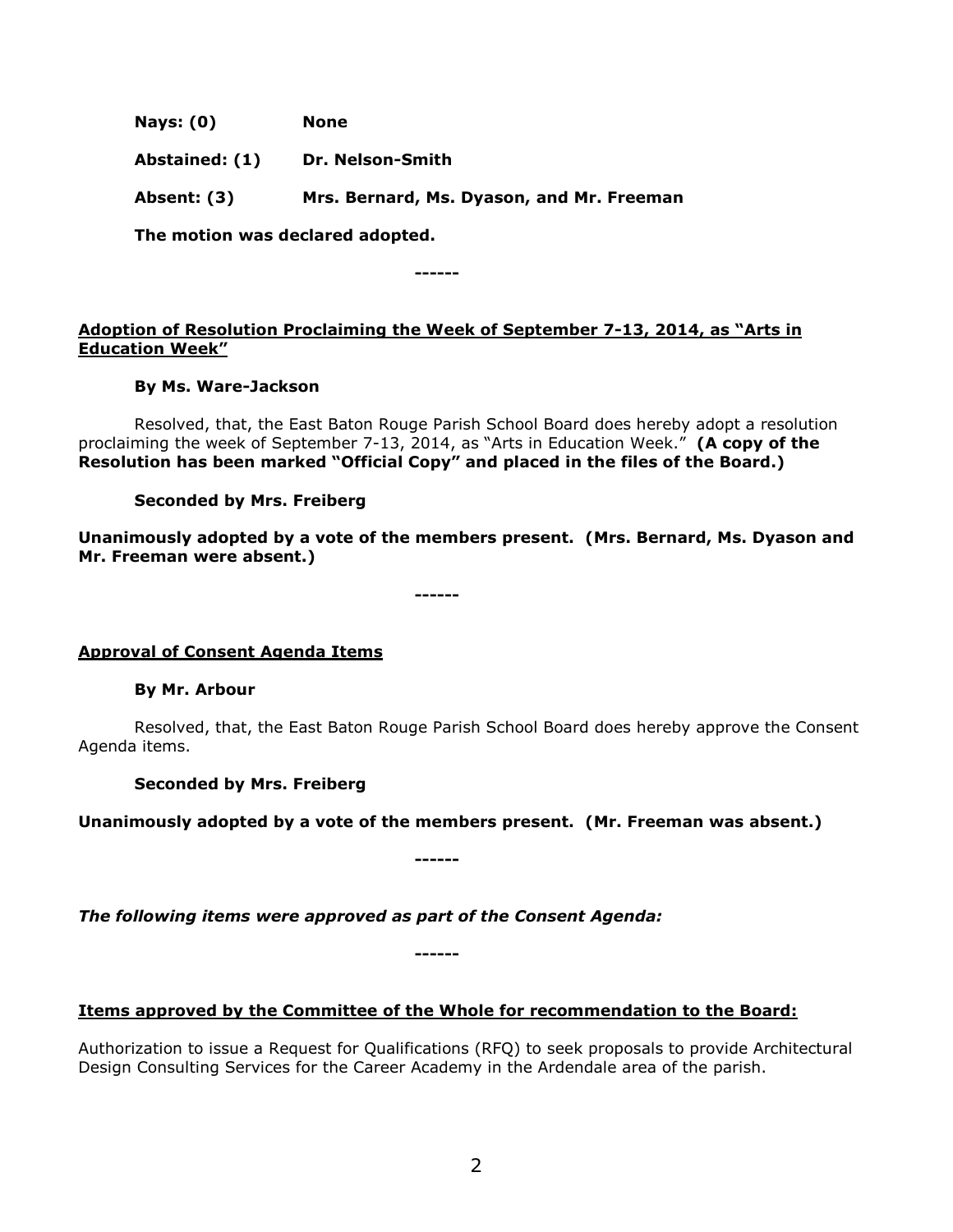**Nays: (0) None**

**Abstained: (1) Dr. Nelson-Smith**

**Absent: (3) Mrs. Bernard, Ms. Dyason, and Mr. Freeman**

**The motion was declared adopted.**

**------**

**Adoption of Resolution Proclaiming the Week of September 7-13, 2014, as "Arts in Education Week"**

**By Ms. Ware-Jackson**

Resolved, that, the East Baton Rouge Parish School Board does hereby adopt a resolution proclaiming the week of September 7-13, 2014, as "Arts in Education Week." **(A copy of the Resolution has been marked "Official Copy" and placed in the files of the Board.)**

**Seconded by Mrs. Freiberg**

**Unanimously adopted by a vote of the members present. (Mrs. Bernard, Ms. Dyason and Mr. Freeman were absent.)**

**------**

**Approval of Consent Agenda Items**

**By Mr. Arbour**

Resolved, that, the East Baton Rouge Parish School Board does hereby approve the Consent Agenda items.

**Seconded by Mrs. Freiberg**

**Unanimously adopted by a vote of the members present. (Mr. Freeman was absent.)**

**------**

***The following items were approved as part of the Consent Agenda:***

**------**

**Items approved by the Committee of the Whole for recommendation to the Board:**

Authorization to issue a Request for Qualifications (RFQ) to seek proposals to provide Architectural Design Consulting Services for the Career Academy in the Ardendale area of the parish.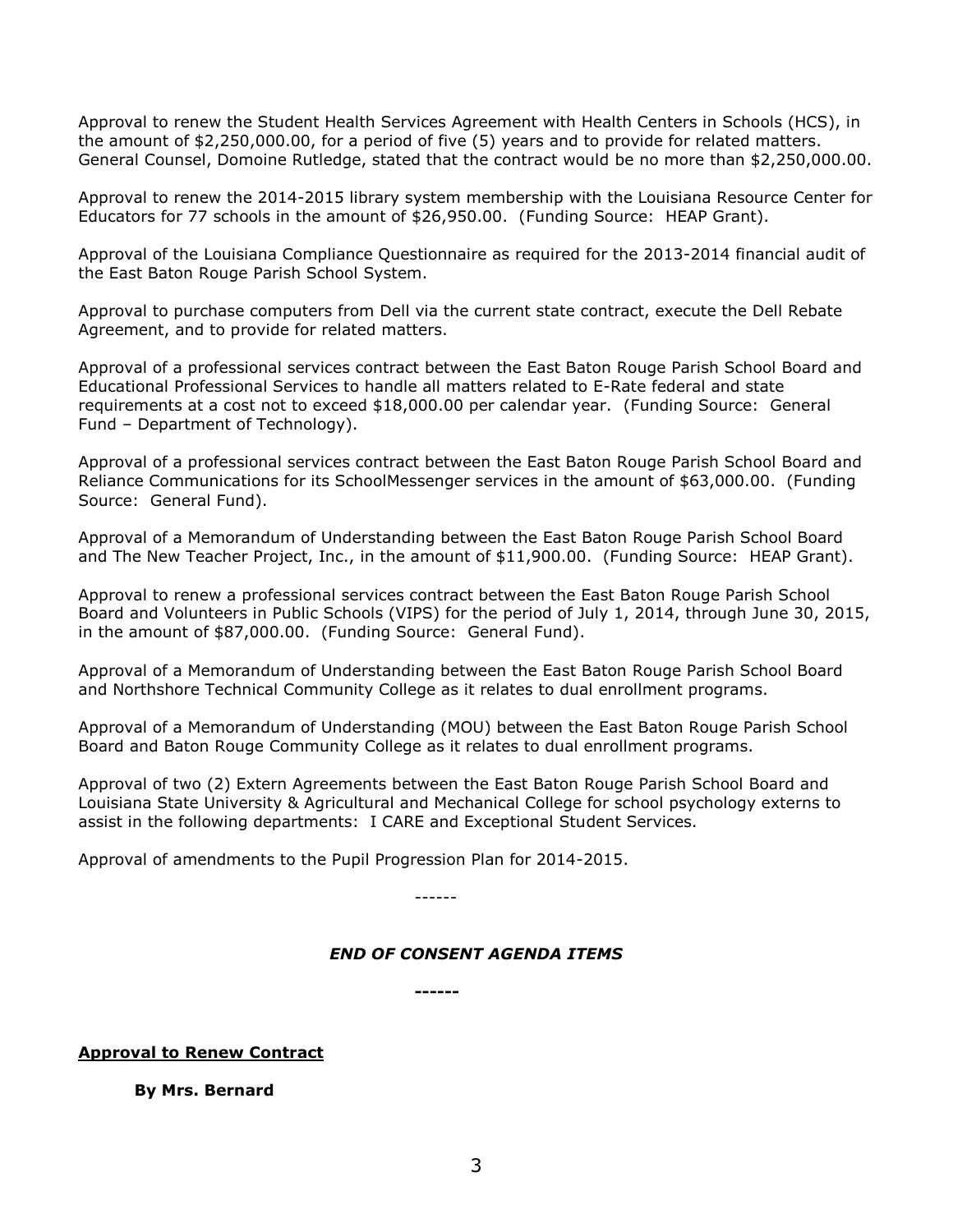Approval to renew the Student Health Services Agreement with Health Centers in Schools (HCS), in the amount of $2,250,000.00, for a period of five (5) years and to provide for related matters. General Counsel, Domoine Rutledge, stated that the contract would be no more than $2,250,000.00.

Approval to renew the 2014-2015 library system membership with the Louisiana Resource Center for Educators for 77 schools in the amount of $26,950.00. (Funding Source: HEAP Grant).

Approval of the Louisiana Compliance Questionnaire as required for the 2013-2014 financial audit of the East Baton Rouge Parish School System.

Approval to purchase computers from Dell via the current state contract, execute the Dell Rebate Agreement, and to provide for related matters.

Approval of a professional services contract between the East Baton Rouge Parish School Board and Educational Professional Services to handle all matters related to E-Rate federal and state requirements at a cost not to exceed $18,000.00 per calendar year. (Funding Source: General Fund – Department of Technology).

Approval of a professional services contract between the East Baton Rouge Parish School Board and Reliance Communications for its SchoolMessenger services in the amount of $63,000.00. (Funding Source: General Fund).

Approval of a Memorandum of Understanding between the East Baton Rouge Parish School Board and The New Teacher Project, Inc., in the amount of $11,900.00. (Funding Source: HEAP Grant).

Approval to renew a professional services contract between the East Baton Rouge Parish School Board and Volunteers in Public Schools (VIPS) for the period of July 1, 2014, through June 30, 2015, in the amount of $87,000.00. (Funding Source: General Fund).

Approval of a Memorandum of Understanding between the East Baton Rouge Parish School Board and Northshore Technical Community College as it relates to dual enrollment programs.

Approval of a Memorandum of Understanding (MOU) between the East Baton Rouge Parish School Board and Baton Rouge Community College as it relates to dual enrollment programs.

Approval of two (2) Extern Agreements between the East Baton Rouge Parish School Board and Louisiana State University & Agricultural and Mechanical College for school psychology externs to assist in the following departments: I CARE and Exceptional Student Services.

Approval of amendments to the Pupil Progression Plan for 2014-2015.

------

***END OF CONSENT AGENDA ITEMS***

**------**

**<u>Approval to Renew Contract</u>**

**By Mrs. Bernard**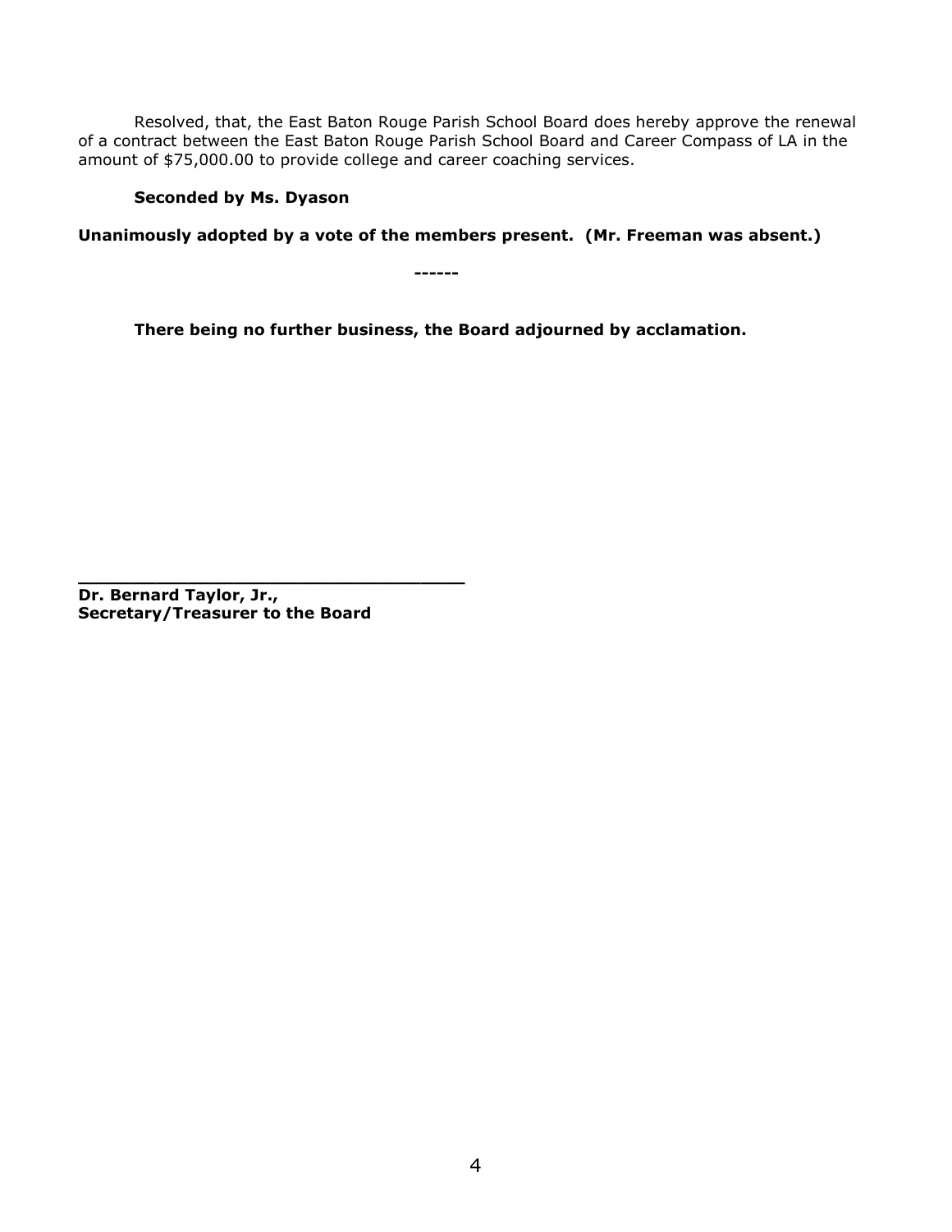Resolved, that, the East Baton Rouge Parish School Board does hereby approve the renewal of a contract between the East Baton Rouge Parish School Board and Career Compass of LA in the amount of $75,000.00 to provide college and career coaching services.

**Seconded by Ms. Dyason**

**Unanimously adopted by a vote of the members present. (Mr. Freeman was absent.)**

**------**

**There being no further business, the Board adjourned by acclamation.**

\_\_\_\_\_\_\_\_\_\_\_\_\_\_\_\_\_\_\_\_\_\_\_\_\_\_\_\_\_\_\_\_\_\_\_\_

**Dr. Bernard Taylor, Jr.,**
**Secretary/Treasurer to the Board**